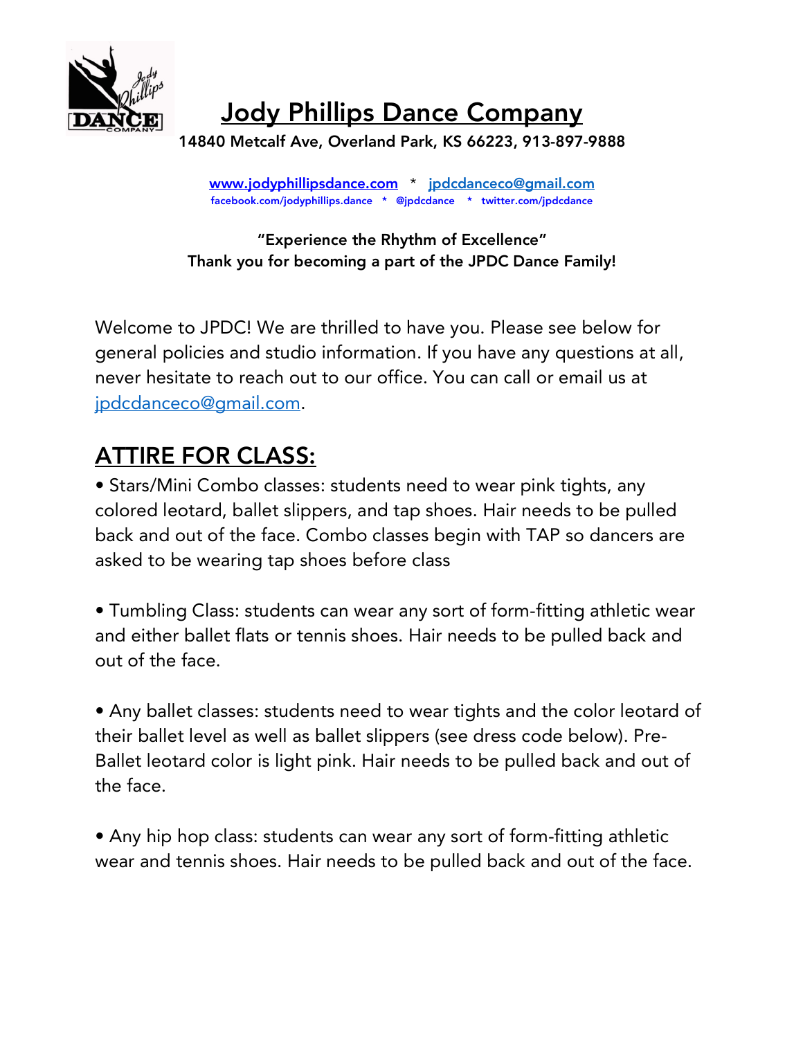# Jody Phillips Dance Company

**14840 Metcalf Ave, Overland Park, KS 66223, 913-897-9888**

**[www.jodyphillipsdance.com](http://www.jodyphillipsdance.com)** * **[jpdcdanceco@gmail.com](mailto:jpdcdanceco@gmail.com)**
**facebook.com/jodyphillips.dance * @jpdcdance * twitter.com/jpdcdance**

**"Experience the Rhythm of Excellence"**
**Thank you for becoming a part of the JPDC Dance Family!**

Welcome to JPDC! We are thrilled to have you. Please see below for general policies and studio information. If you have any questions at all, never hesitate to reach out to our office. You can call or email us at [jpdcdanceco@gmail.com](mailto:jpdcdanceco@gmail.com).

## ATTIRE FOR CLASS:

• Stars/Mini Combo classes: students need to wear pink tights, any colored leotard, ballet slippers, and tap shoes. Hair needs to be pulled back and out of the face. Combo classes begin with TAP so dancers are asked to be wearing tap shoes before class

• Tumbling Class: students can wear any sort of form-fitting athletic wear and either ballet flats or tennis shoes. Hair needs to be pulled back and out of the face.

• Any ballet classes: students need to wear tights and the color leotard of their ballet level as well as ballet slippers (see dress code below). Pre-Ballet leotard color is light pink. Hair needs to be pulled back and out of the face.

• Any hip hop class: students can wear any sort of form-fitting athletic wear and tennis shoes. Hair needs to be pulled back and out of the face.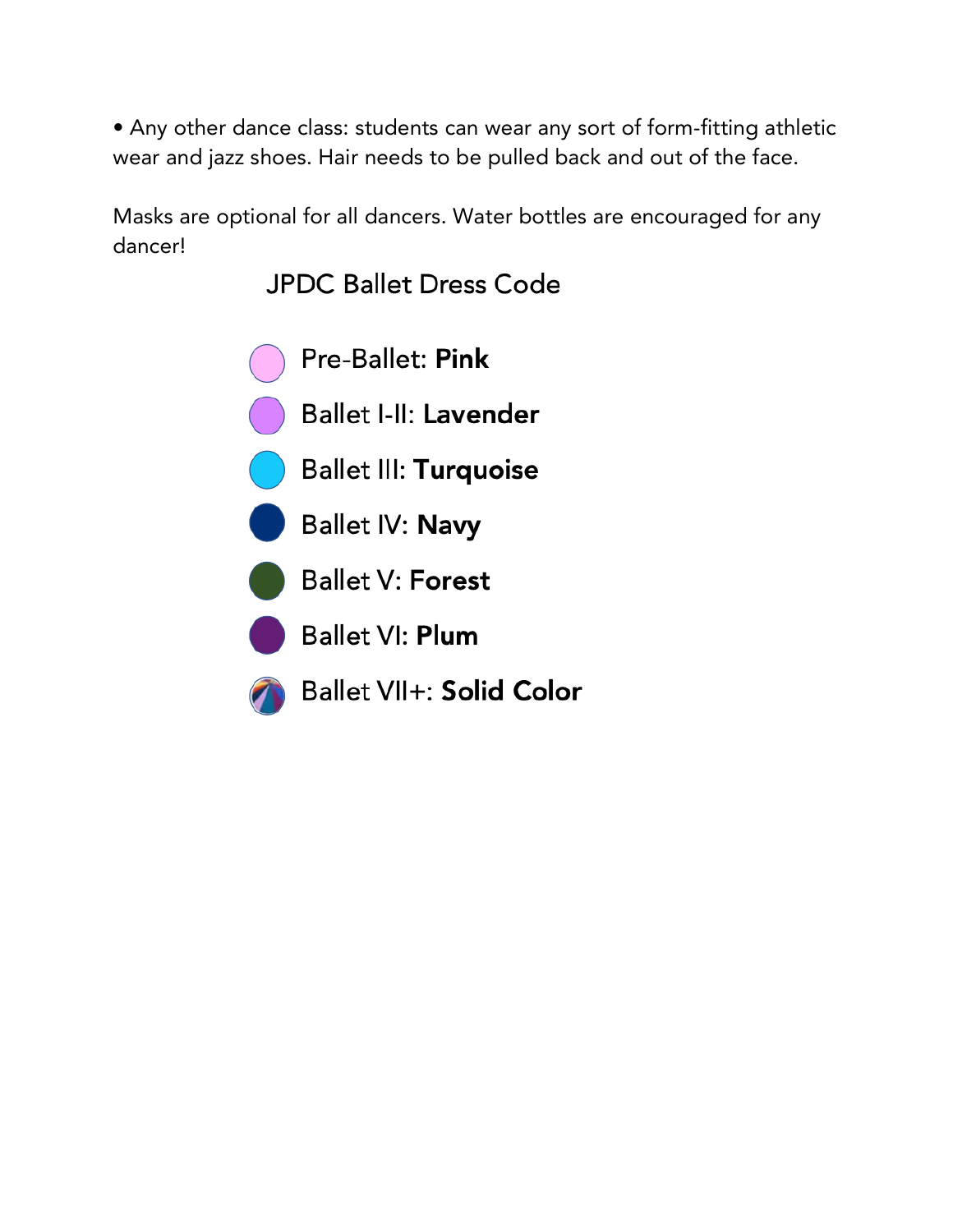- Any other dance class: students can wear any sort of form-fitting athletic wear and jazz shoes. Hair needs to be pulled back and out of the face.

Masks are optional for all dancers. Water bottles are encouraged for any dancer!

## JPDC Ballet Dress Code

- Pre-Ballet: **Pink**
- Ballet I-II: **Lavender**
- Ballet III: **Turquoise**
- Ballet IV: **Navy**
- Ballet V: **Forest**
- Ballet VI: **Plum**
- Ballet VII+: **Solid Color**